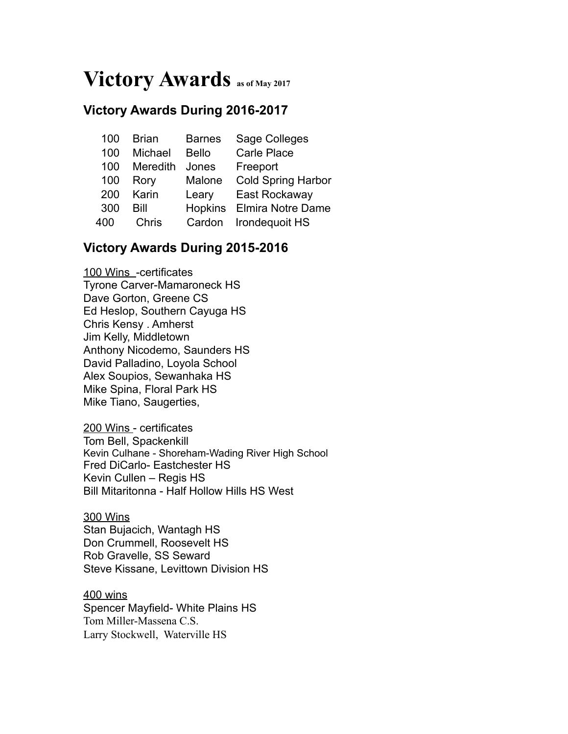# Victory Awards as of May 2017

## Victory Awards During 2016-2017

| | | | |
|---|---|---|---|
| 100 | Brian | Barnes | Sage Colleges |
| 100 | Michael | Bello | Carle Place |
| 100 | Meredith | Jones | Freeport |
| 100 | Rory | Malone | Cold Spring Harbor |
| 200 | Karin | Leary | East Rockaway |
| 300 | Bill | Hopkins | Elmira Notre Dame |
| 400 | Chris | Cardon | Irondequoit HS |

## Victory Awards During 2015-2016

100 Wins -certificates
Tyrone Carver-Mamaroneck HS
Dave Gorton, Greene CS
Ed Heslop, Southern Cayuga HS
Chris Kensy . Amherst
Jim Kelly, Middletown
Anthony Nicodemo, Saunders HS
David Palladino, Loyola School
Alex Soupios, Sewanhaka HS
Mike Spina, Floral Park HS
Mike Tiano, Saugerties,

200 Wins - certificates
Tom Bell, Spackenkill
Kevin Culhane - Shoreham-Wading River High School
Fred DiCarlo- Eastchester HS
Kevin Cullen – Regis HS
Bill Mitaritonna - Half Hollow Hills HS West

300 Wins
Stan Bujacich, Wantagh HS
Don Crummell, Roosevelt HS
Rob Gravelle, SS Seward
Steve Kissane, Levittown Division HS

400 wins
Spencer Mayfield- White Plains HS
Tom Miller-Massena C.S.
Larry Stockwell, Waterville HS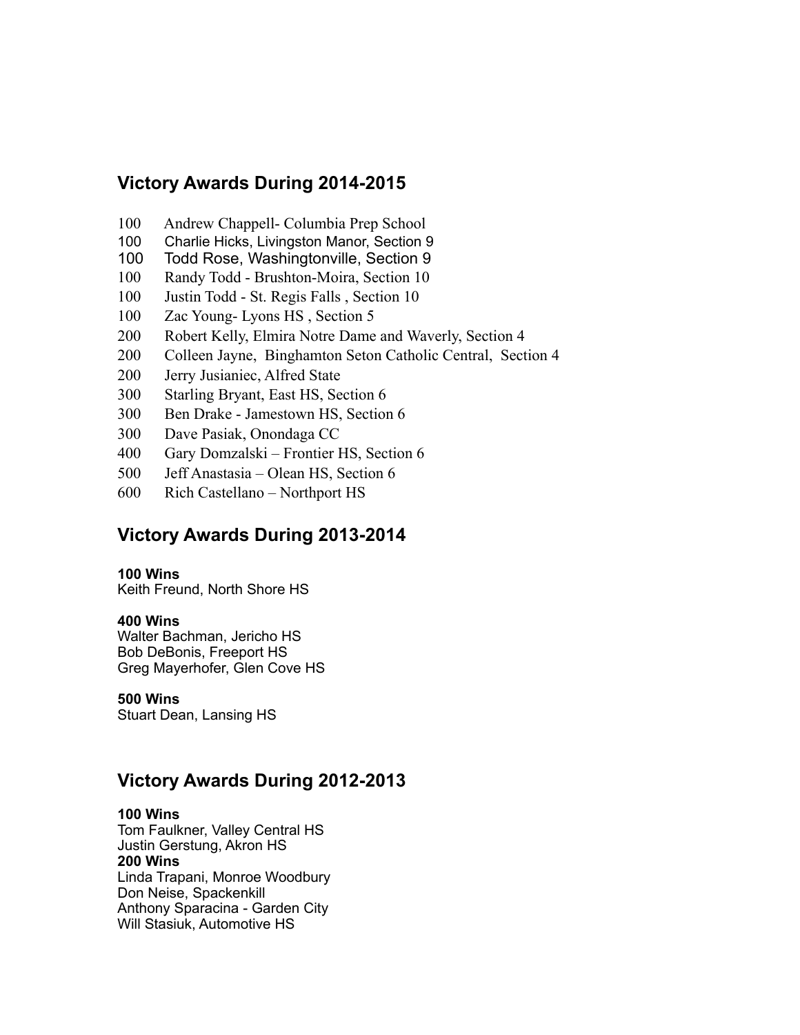## Victory Awards During 2014-2015

100 Andrew Chappell- Columbia Prep School
100 Charlie Hicks, Livingston Manor, Section 9
100 Todd Rose, Washingtonville, Section 9
100 Randy Todd - Brushton-Moira, Section 10
100 Justin Todd - St. Regis Falls , Section 10
100 Zac Young- Lyons HS , Section 5
200 Robert Kelly, Elmira Notre Dame and Waverly, Section 4
200 Colleen Jayne, Binghamton Seton Catholic Central, Section 4
200 Jerry Jusianiec, Alfred State
300 Starling Bryant, East HS, Section 6
300 Ben Drake - Jamestown HS, Section 6
300 Dave Pasiak, Onondaga CC
400 Gary Domzalski – Frontier HS, Section 6
500 Jeff Anastasia – Olean HS, Section 6
600 Rich Castellano – Northport HS

## Victory Awards During 2013-2014

**100 Wins**
Keith Freund, North Shore HS

**400 Wins**
Walter Bachman, Jericho HS
Bob DeBonis, Freeport HS
Greg Mayerhofer, Glen Cove HS

**500 Wins**
Stuart Dean, Lansing HS

## Victory Awards During 2012-2013

**100 Wins**
Tom Faulkner, Valley Central HS
Justin Gerstung, Akron HS
**200 Wins**
Linda Trapani, Monroe Woodbury
Don Neise, Spackenkill
Anthony Sparacina - Garden City
Will Stasiuk, Automotive HS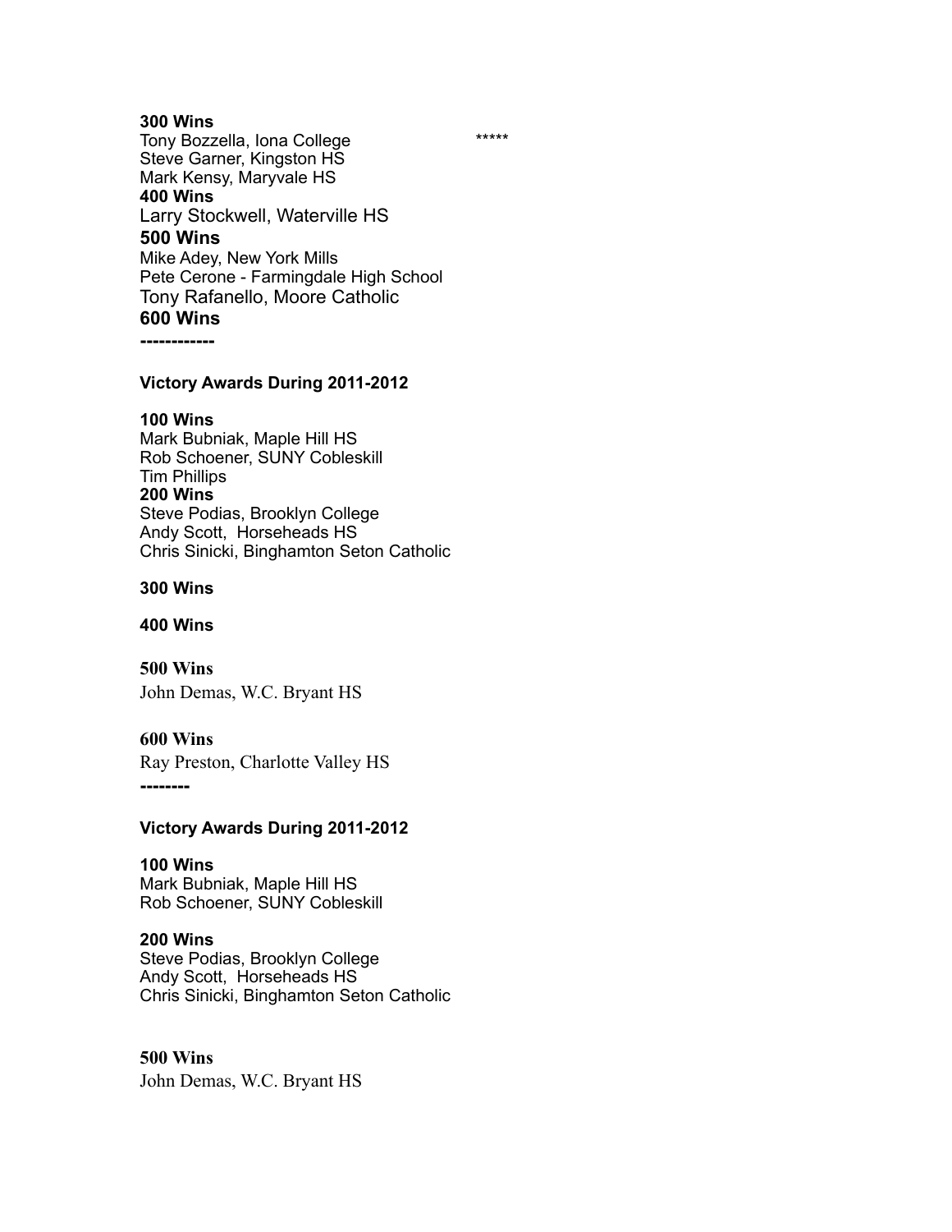**300 Wins**
Tony Bozzella, Iona College *****
Steve Garner, Kingston HS
Mark Kensy, Maryvale HS

**400 Wins**
Larry Stockwell, Waterville HS

**500 Wins**
Mike Adey, New York Mills
Pete Cerone - Farmingdale High School
Tony Rafanello, Moore Catholic

**600 Wins**

------------

**Victory Awards During 2011-2012**

**100 Wins**
Mark Bubniak, Maple Hill HS
Rob Schoener, SUNY Cobleskill
Tim Phillips

**200 Wins**
Steve Podias, Brooklyn College
Andy Scott, Horseheads HS
Chris Sinicki, Binghamton Seton Catholic

**300 Wins**

**400 Wins**

**500 Wins**
John Demas, W.C. Bryant HS

**600 Wins**
Ray Preston, Charlotte Valley HS

--------

**Victory Awards During 2011-2012**

**100 Wins**
Mark Bubniak, Maple Hill HS
Rob Schoener, SUNY Cobleskill

**200 Wins**
Steve Podias, Brooklyn College
Andy Scott, Horseheads HS
Chris Sinicki, Binghamton Seton Catholic

**500 Wins**
John Demas, W.C. Bryant HS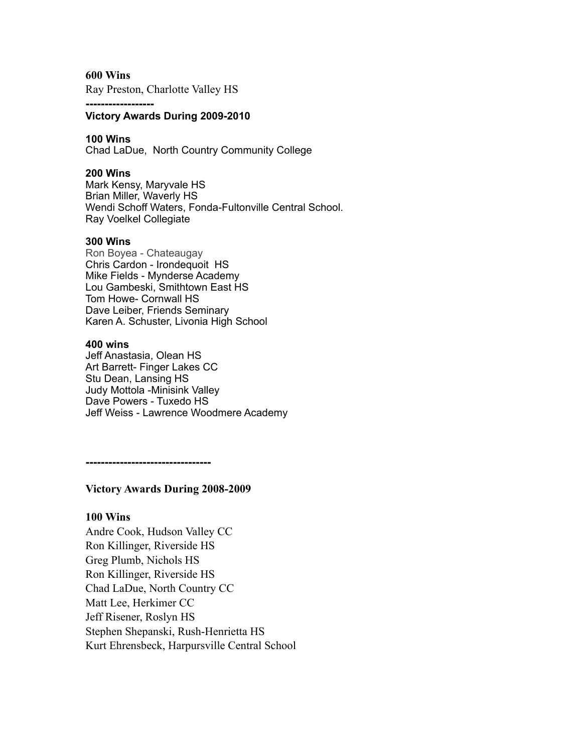**600 Wins**

Ray Preston, Charlotte Valley HS

-----------------

**Victory Awards During 2009-2010**

**100 Wins**

Chad LaDue,  North Country Community College

**200 Wins**

Mark Kensy, Maryvale HS
Brian Miller, Waverly HS
Wendi Schoff Waters, Fonda-Fultonville Central School.
Ray Voelkel Collegiate

**300 Wins**

Ron Boyea - Chateaugay
Chris Cardon - Irondequoit  HS
Mike Fields - Mynderse Academy
Lou Gambeski, Smithtown East HS
Tom Howe- Cornwall HS
Dave Leiber, Friends Seminary
Karen A. Schuster, Livonia High School

**400 wins**

Jeff Anastasia, Olean HS
Art Barrett- Finger Lakes CC
Stu Dean, Lansing HS
Judy Mottola -Minisink Valley
Dave Powers - Tuxedo HS
Jeff Weiss - Lawrence Woodmere Academy

--------------------------------

**Victory Awards During 2008-2009**

**100 Wins**

Andre Cook, Hudson Valley CC
Ron Killinger, Riverside HS
Greg Plumb, Nichols HS
Ron Killinger, Riverside HS
Chad LaDue, North Country CC
Matt Lee, Herkimer CC
Jeff Risener, Roslyn HS
Stephen Shepanski, Rush-Henrietta HS
Kurt Ehrensbeck, Harpursville Central School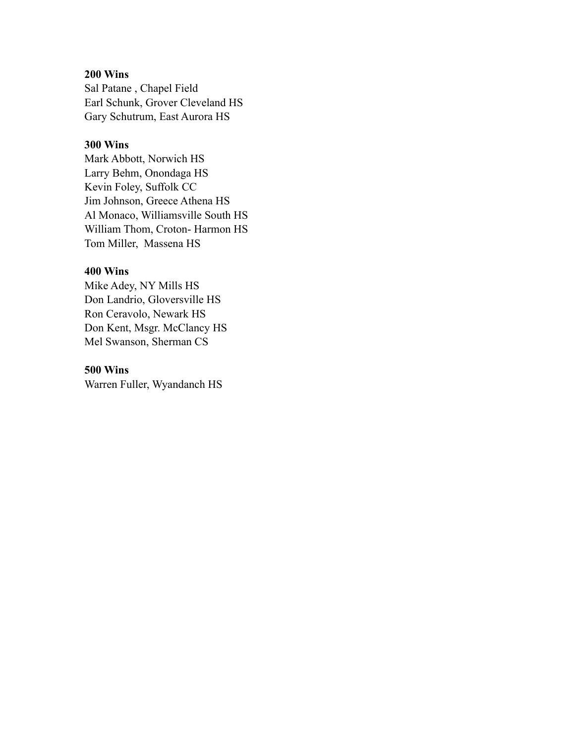**200 Wins**
Sal Patane , Chapel Field
Earl Schunk, Grover Cleveland HS
Gary Schutrum, East Aurora HS

**300 Wins**
Mark Abbott, Norwich HS
Larry Behm, Onondaga HS
Kevin Foley, Suffolk CC
Jim Johnson, Greece Athena HS
Al Monaco, Williamsville South HS
William Thom, Croton- Harmon HS
Tom Miller, Massena HS

**400 Wins**
Mike Adey, NY Mills HS
Don Landrio, Gloversville HS
Ron Ceravolo, Newark HS
Don Kent, Msgr. McClancy HS
Mel Swanson, Sherman CS

**500 Wins**
Warren Fuller, Wyandanch HS